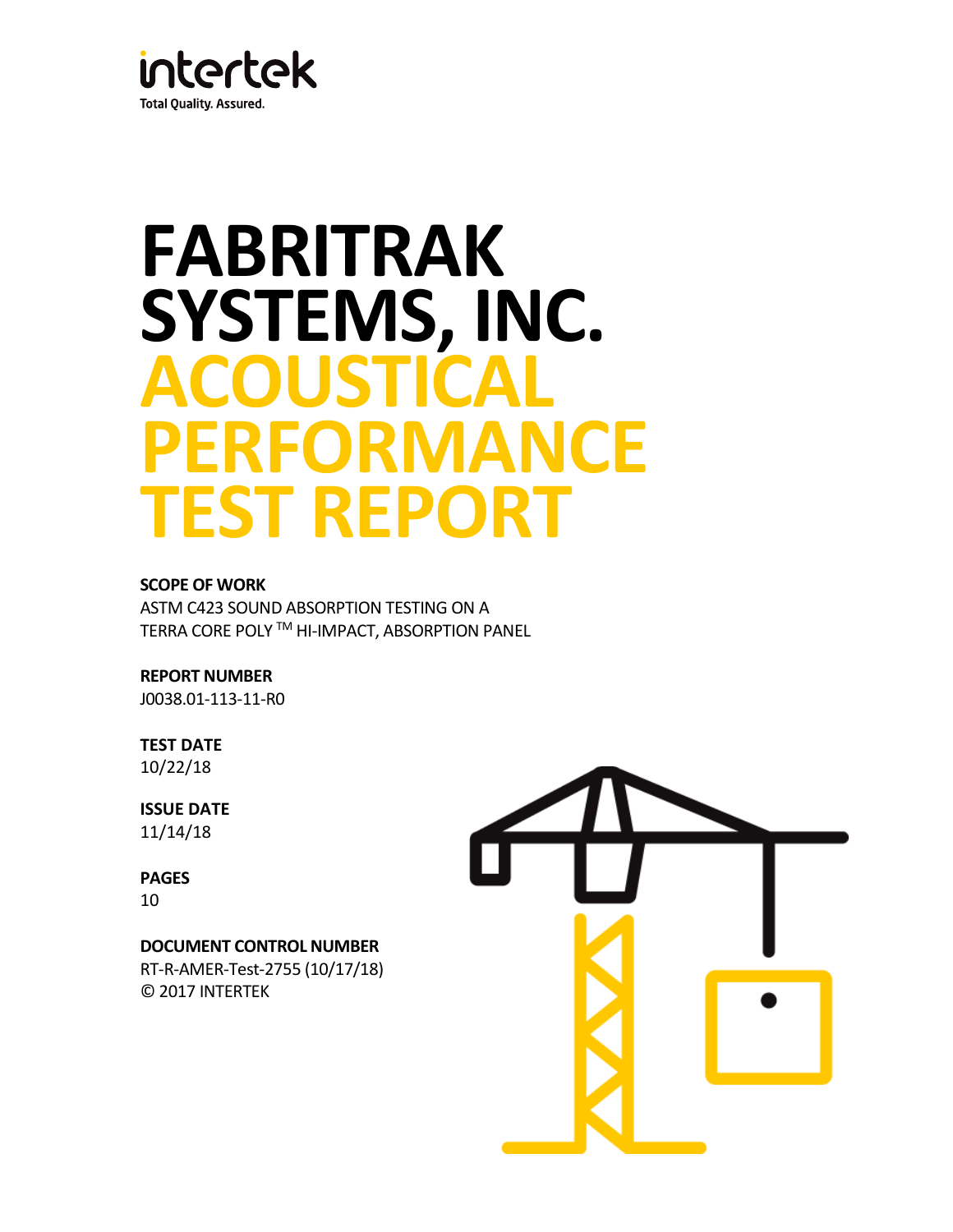intertek

Total Quality. Assured.

# FABRITRAK SYSTEMS, INC.
# ACOUSTICAL PERFORMANCE TEST REPORT

**SCOPE OF WORK**

ASTM C423 SOUND ABSORPTION TESTING ON A TERRA CORE POLY ™ HI-IMPACT, ABSORPTION PANEL

**REPORT NUMBER**

J0038.01-113-11-R0

**TEST DATE**

10/22/18

**ISSUE DATE**

11/14/18

**PAGES**

10

**DOCUMENT CONTROL NUMBER**

RT-R-AMER-Test-2755 (10/17/18)

© 2017 INTERTEK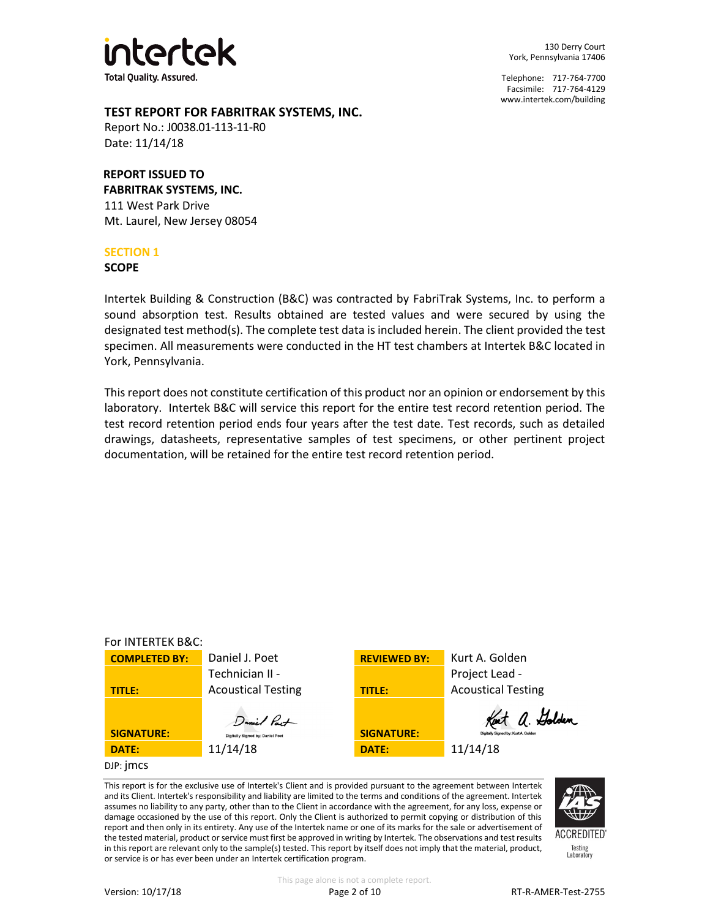intertek

Total Quality. Assured.

130 Derry Court
York, Pennsylvania 17406

Telephone: 717-764-7700
Facsimile: 717-764-4129
www.intertek.com/building

## TEST REPORT FOR FABRITRAK SYSTEMS, INC.

Report No.: J0038.01-113-11-R0
Date: 11/14/18

**REPORT ISSUED TO**
**FABRITRAK SYSTEMS, INC.**
111 West Park Drive
Mt. Laurel, New Jersey 08054

## SECTION 1

### SCOPE

Intertek Building & Construction (B&C) was contracted by FabriTrak Systems, Inc. to perform a sound absorption test. Results obtained are tested values and were secured by using the designated test method(s). The complete test data is included herein. The client provided the test specimen. All measurements were conducted in the HT test chambers at Intertek B&C located in York, Pennsylvania.

This report does not constitute certification of this product nor an opinion or endorsement by this laboratory. Intertek B&C will service this report for the entire test record retention period. The test record retention period ends four years after the test date. Test records, such as detailed drawings, datasheets, representative samples of test specimens, or other pertinent project documentation, will be retained for the entire test record retention period.

For INTERTEK B&C:

| | | | |
|---|---|---|---|
| **COMPLETED BY:** | Daniel J. Poet | **REVIEWED BY:** | Kurt A. Golden |
| **TITLE:** | Technician II - Acoustical Testing | **TITLE:** | Project Lead - Acoustical Testing |
| **SIGNATURE:** | Digitally Signed by: Daniel Poet | **SIGNATURE:** | Digitally Signed by: Kurt A. Golden |
| **DATE:** | 11/14/18 | **DATE:** | 11/14/18 |

DJP: jmcs

This report is for the exclusive use of Intertek's Client and is provided pursuant to the agreement between Intertek and its Client. Intertek's responsibility and liability are limited to the terms and conditions of the agreement. Intertek assumes no liability to any party, other than to the Client in accordance with the agreement, for any loss, expense or damage occasioned by the use of this report. Only the Client is authorized to permit copying or distribution of this report and then only in its entirety. Any use of the Intertek name or one of its marks for the sale or advertisement of the tested material, product or service must first be approved in writing by Intertek. The observations and test results in this report are relevant only to the sample(s) tested. This report by itself does not imply that the material, product, or service is or has ever been under an Intertek certification program.

IAS ACCREDITED Testing Laboratory

This page alone is not a complete report.

Version: 10/17/18 RT-R-AMER-Test-2755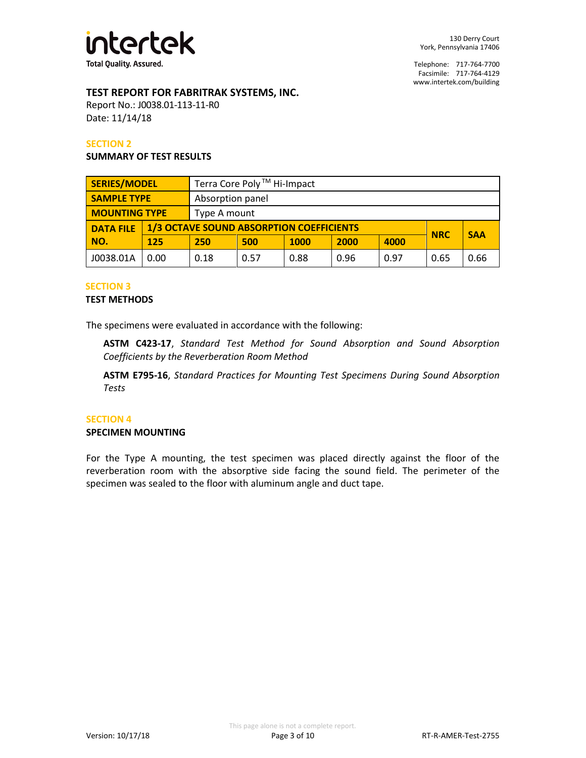**TEST REPORT FOR FABRITRAK SYSTEMS, INC.**
Report No.: J0038.01-113-11-R0
Date: 11/14/18

## SECTION 2

**SUMMARY OF TEST RESULTS**

| SERIES/MODEL | Terra Core Poly™ Hi-Impact | | | | | | | |
|---|---|---|---|---|---|---|---|---|
| SAMPLE TYPE | Absorption panel | | | | | | | |
| MOUNTING TYPE | Type A mount | | | | | | | |
| DATA FILE NO. | 1/3 OCTAVE SOUND ABSORPTION COEFFICIENTS | | | | | | NRC | SAA |
| | 125 | 250 | 500 | 1000 | 2000 | 4000 | | |
| J0038.01A | 0.00 | 0.18 | 0.57 | 0.88 | 0.96 | 0.97 | 0.65 | 0.66 |

## SECTION 3

**TEST METHODS**

The specimens were evaluated in accordance with the following:

> **ASTM C423-17**, *Standard Test Method for Sound Absorption and Sound Absorption Coefficients by the Reverberation Room Method*
>
> **ASTM E795-16**, *Standard Practices for Mounting Test Specimens During Sound Absorption Tests*

## SECTION 4

**SPECIMEN MOUNTING**

For the Type A mounting, the test specimen was placed directly against the floor of the reverberation room with the absorptive side facing the sound field. The perimeter of the specimen was sealed to the floor with aluminum angle and duct tape.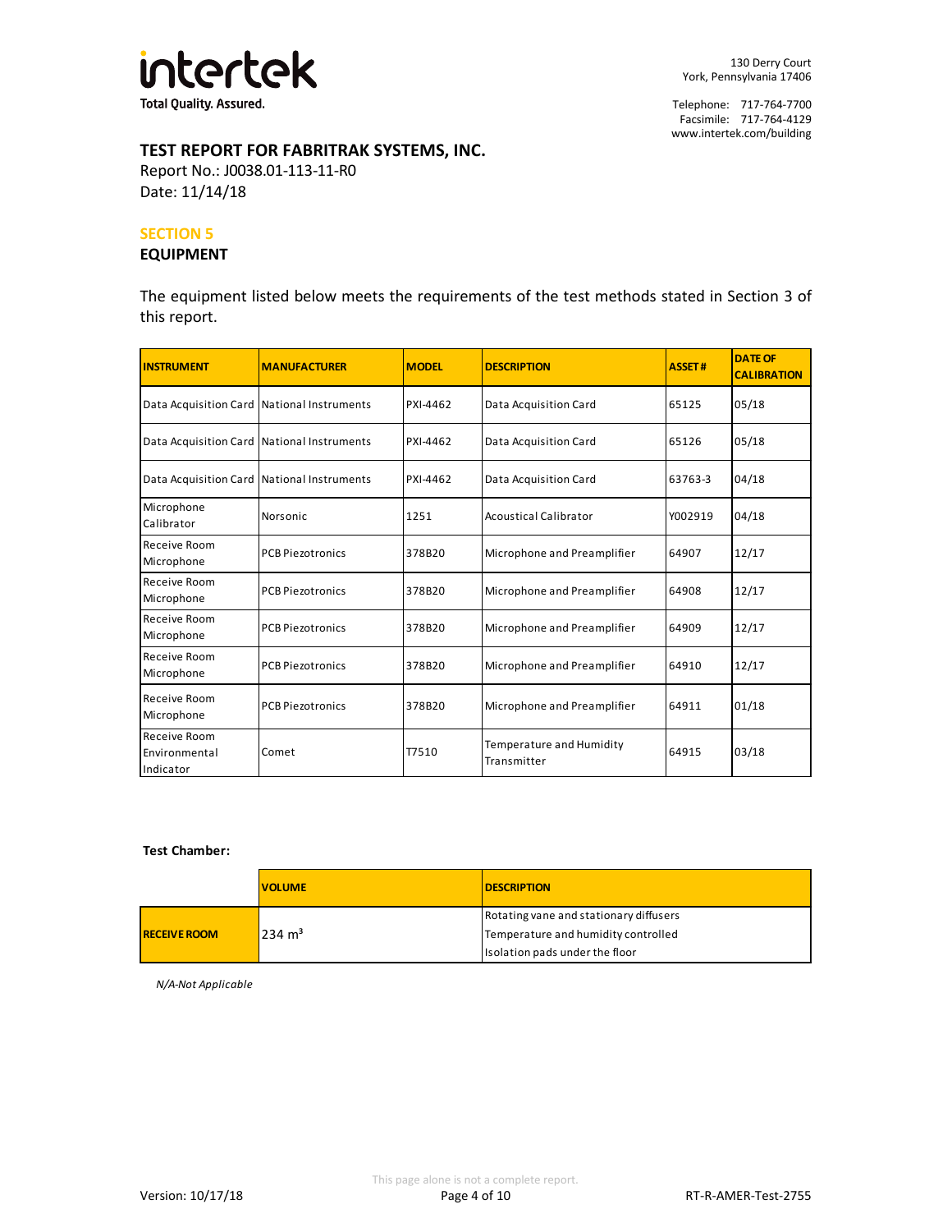# TEST REPORT FOR FABRITRAK SYSTEMS, INC.

Report No.: J0038.01-113-11-R0

Date: 11/14/18

## SECTION 5

## EQUIPMENT

The equipment listed below meets the requirements of the test methods stated in Section 3 of this report.

| INSTRUMENT | MANUFACTURER | MODEL | DESCRIPTION | ASSET # | DATE OF CALIBRATION |
|---|---|---|---|---|---|
| Data Acquisition Card | National Instruments | PXI-4462 | Data Acquisition Card | 65125 | 05/18 |
| Data Acquisition Card | National Instruments | PXI-4462 | Data Acquisition Card | 65126 | 05/18 |
| Data Acquisition Card | National Instruments | PXI-4462 | Data Acquisition Card | 63763-3 | 04/18 |
| Microphone Calibrator | Norsonic | 1251 | Acoustical Calibrator | Y002919 | 04/18 |
| Receive Room Microphone | PCB Piezotronics | 378B20 | Microphone and Preamplifier | 64907 | 12/17 |
| Receive Room Microphone | PCB Piezotronics | 378B20 | Microphone and Preamplifier | 64908 | 12/17 |
| Receive Room Microphone | PCB Piezotronics | 378B20 | Microphone and Preamplifier | 64909 | 12/17 |
| Receive Room Microphone | PCB Piezotronics | 378B20 | Microphone and Preamplifier | 64910 | 12/17 |
| Receive Room Microphone | PCB Piezotronics | 378B20 | Microphone and Preamplifier | 64911 | 01/18 |
| Receive Room Environmental Indicator | Comet | T7510 | Temperature and Humidity Transmitter | 64915 | 03/18 |

**Test Chamber:**

| | VOLUME | DESCRIPTION |
|---|---|---|
| RECEIVE ROOM | 234 $m^3$ | Rotating vane and stationary diffusers<br>Temperature and humidity controlled<br>Isolation pads under the floor |

*N/A-Not Applicable*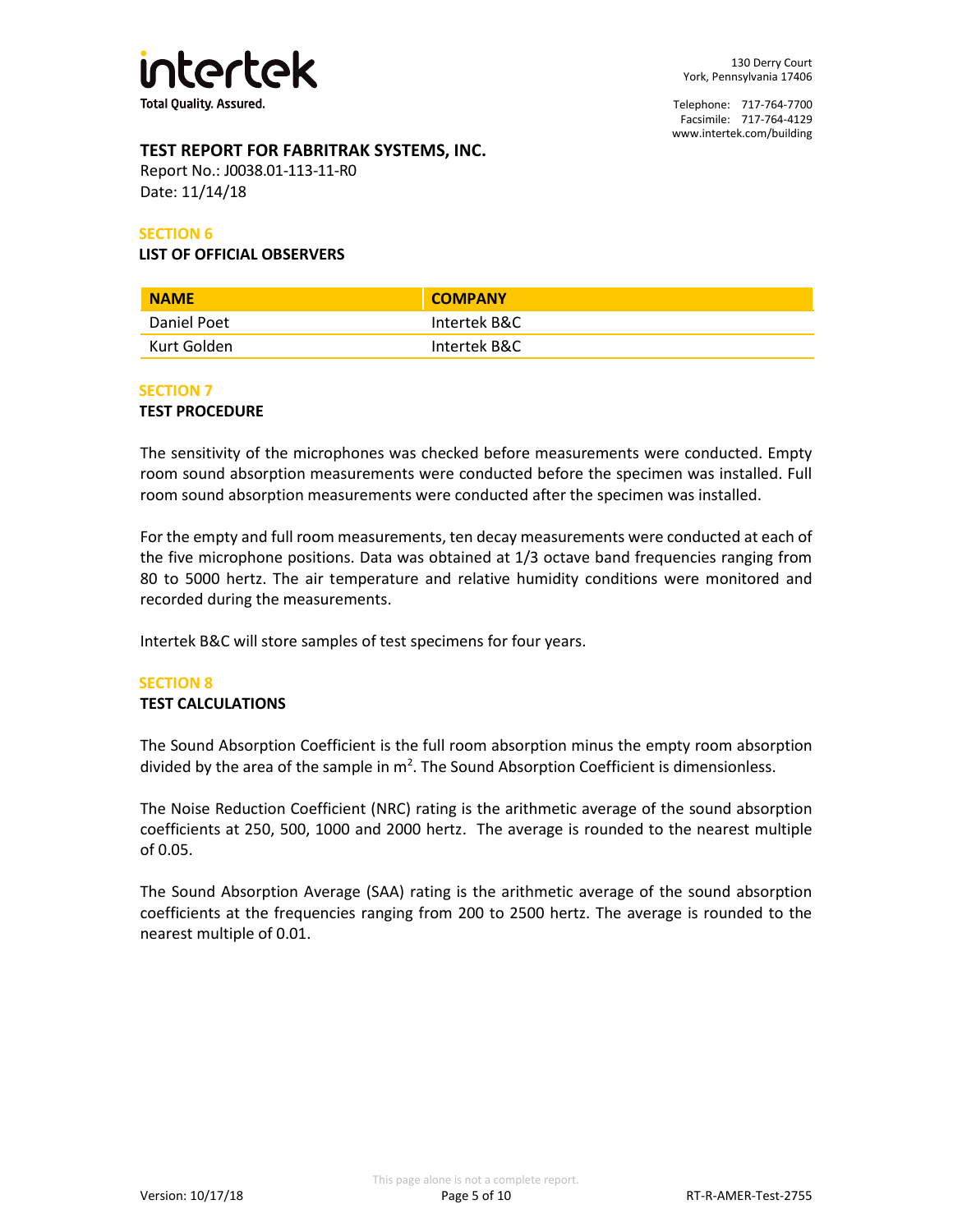## TEST REPORT FOR FABRITRAK SYSTEMS, INC.

Report No.: J0038.01-113-11-R0
Date: 11/14/18

### SECTION 6

**LIST OF OFFICIAL OBSERVERS**

| NAME | COMPANY |
|---|---|
| Daniel Poet | Intertek B&C |
| Kurt Golden | Intertek B&C |

### SECTION 7

**TEST PROCEDURE**

The sensitivity of the microphones was checked before measurements were conducted. Empty room sound absorption measurements were conducted before the specimen was installed. Full room sound absorption measurements were conducted after the specimen was installed.

For the empty and full room measurements, ten decay measurements were conducted at each of the five microphone positions. Data was obtained at 1/3 octave band frequencies ranging from 80 to 5000 hertz. The air temperature and relative humidity conditions were monitored and recorded during the measurements.

Intertek B&C will store samples of test specimens for four years.

### SECTION 8

**TEST CALCULATIONS**

The Sound Absorption Coefficient is the full room absorption minus the empty room absorption divided by the area of the sample in $m^2$. The Sound Absorption Coefficient is dimensionless.

The Noise Reduction Coefficient (NRC) rating is the arithmetic average of the sound absorption coefficients at 250, 500, 1000 and 2000 hertz. The average is rounded to the nearest multiple of 0.05.

The Sound Absorption Average (SAA) rating is the arithmetic average of the sound absorption coefficients at the frequencies ranging from 200 to 2500 hertz. The average is rounded to the nearest multiple of 0.01.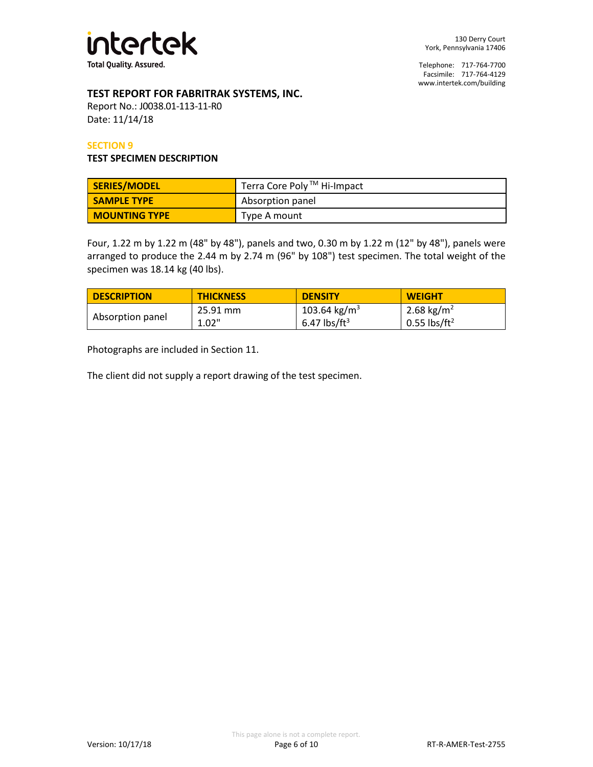## TEST REPORT FOR FABRITRAK SYSTEMS, INC.

Report No.: J0038.01-113-11-R0
Date: 11/14/18

### SECTION 9

### TEST SPECIMEN DESCRIPTION

| SERIES/MODEL | Terra Core Poly ™ Hi-Impact |
|---|---|
| SAMPLE TYPE | Absorption panel |
| MOUNTING TYPE | Type A mount |

Four, 1.22 m by 1.22 m (48" by 48"), panels and two, 0.30 m by 1.22 m (12" by 48"), panels were arranged to produce the 2.44 m by 2.74 m (96" by 108") test specimen. The total weight of the specimen was 18.14 kg (40 lbs).

| DESCRIPTION | THICKNESS | DENSITY | WEIGHT |
|---|---|---|---|
| Absorption panel | 25.91 mm<br>1.02" | 103.64 $kg/m^3$<br>6.47 $lbs/ft^3$ | 2.68 $kg/m^2$<br>0.55 $lbs/ft^2$ |

Photographs are included in Section 11.

The client did not supply a report drawing of the test specimen.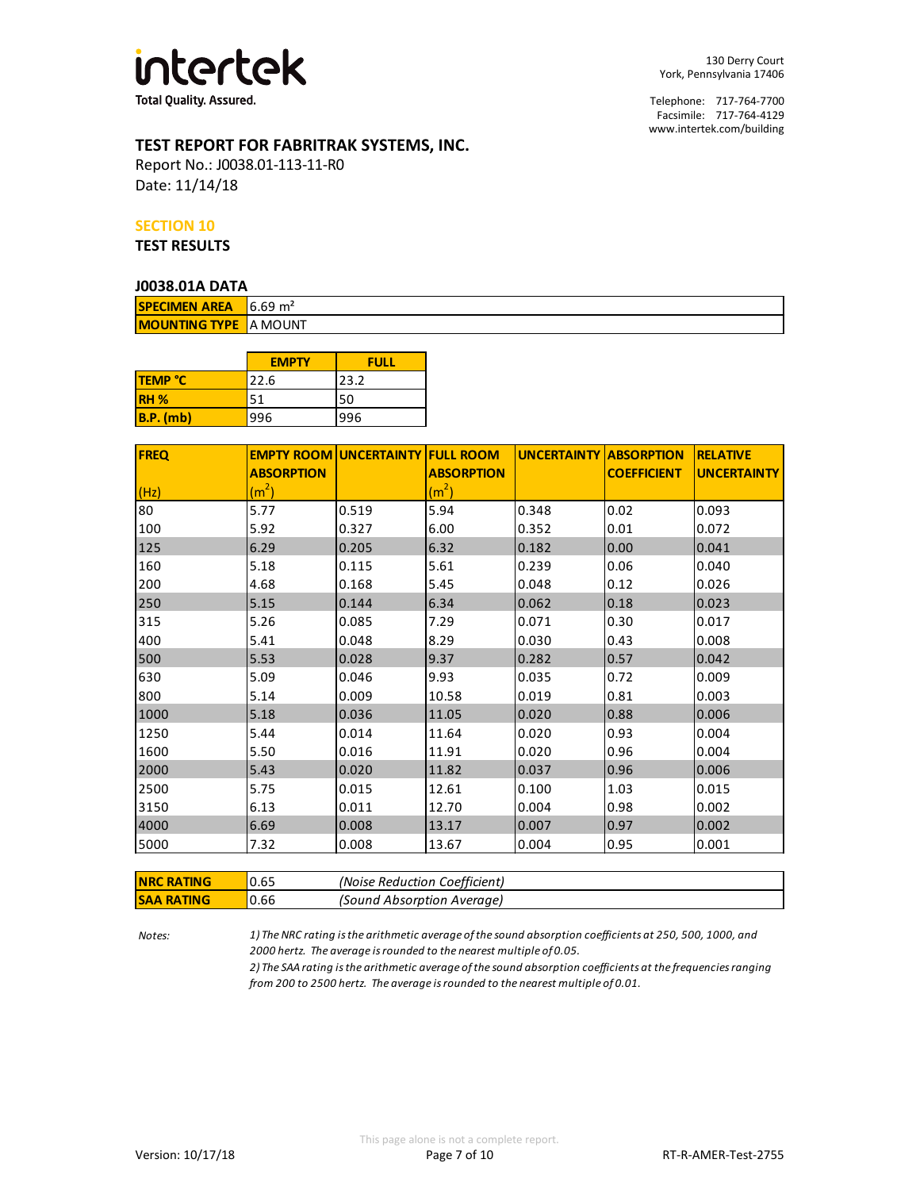130 Derry Court
York, Pennsylvania 17406

Telephone: 717-764-7700
Facsimile: 717-764-4129
www.intertek.com/building

## TEST REPORT FOR FABRITRAK SYSTEMS, INC.

Report No.: J0038.01-113-11-R0
Date: 11/14/18

## SECTION 10

## TEST RESULTS

### J0038.01A DATA

| SPECIMEN AREA | $6.69\ m^2$ |
|---|---|
| MOUNTING TYPE | A MOUNT |

| | EMPTY | FULL |
|---|---|---|
| TEMP °C | 22.6 | 23.2 |
| RH % | 51 | 50 |
| B.P. (mb) | 996 | 996 |

| FREQ (Hz) | EMPTY ROOM ABSORPTION ($m^2$) | UNCERTAINTY | FULL ROOM ABSORPTION ($m^2$) | UNCERTAINTY | ABSORPTION COEFFICIENT | RELATIVE UNCERTAINTY |
|---|---|---|---|---|---|---|
| 80 | 5.77 | 0.519 | 5.94 | 0.348 | 0.02 | 0.093 |
| 100 | 5.92 | 0.327 | 6.00 | 0.352 | 0.01 | 0.072 |
| 125 | 6.29 | 0.205 | 6.32 | 0.182 | 0.00 | 0.041 |
| 160 | 5.18 | 0.115 | 5.61 | 0.239 | 0.06 | 0.040 |
| 200 | 4.68 | 0.168 | 5.45 | 0.048 | 0.12 | 0.026 |
| 250 | 5.15 | 0.144 | 6.34 | 0.062 | 0.18 | 0.023 |
| 315 | 5.26 | 0.085 | 7.29 | 0.071 | 0.30 | 0.017 |
| 400 | 5.41 | 0.048 | 8.29 | 0.030 | 0.43 | 0.008 |
| 500 | 5.53 | 0.028 | 9.37 | 0.282 | 0.57 | 0.042 |
| 630 | 5.09 | 0.046 | 9.93 | 0.035 | 0.72 | 0.009 |
| 800 | 5.14 | 0.009 | 10.58 | 0.019 | 0.81 | 0.003 |
| 1000 | 5.18 | 0.036 | 11.05 | 0.020 | 0.88 | 0.006 |
| 1250 | 5.44 | 0.014 | 11.64 | 0.020 | 0.93 | 0.004 |
| 1600 | 5.50 | 0.016 | 11.91 | 0.020 | 0.96 | 0.004 |
| 2000 | 5.43 | 0.020 | 11.82 | 0.037 | 0.96 | 0.006 |
| 2500 | 5.75 | 0.015 | 12.61 | 0.100 | 1.03 | 0.015 |
| 3150 | 6.13 | 0.011 | 12.70 | 0.004 | 0.98 | 0.002 |
| 4000 | 6.69 | 0.008 | 13.17 | 0.007 | 0.97 | 0.002 |
| 5000 | 7.32 | 0.008 | 13.67 | 0.004 | 0.95 | 0.001 |

| NRC RATING | 0.65 | *(Noise Reduction Coefficient)* |
|---|---|---|
| SAA RATING | 0.66 | *(Sound Absorption Average)* |

*Notes:*

*1) The NRC rating is the arithmetic average of the sound absorption coefficients at 250, 500, 1000, and 2000 hertz. The average is rounded to the nearest multiple of 0.05.*

*2) The SAA rating is the arithmetic average of the sound absorption coefficients at the frequencies ranging from 200 to 2500 hertz. The average is rounded to the nearest multiple of 0.01.*

This page alone is not a complete report.

Version: 10/17/18

RT-R-AMER-Test-2755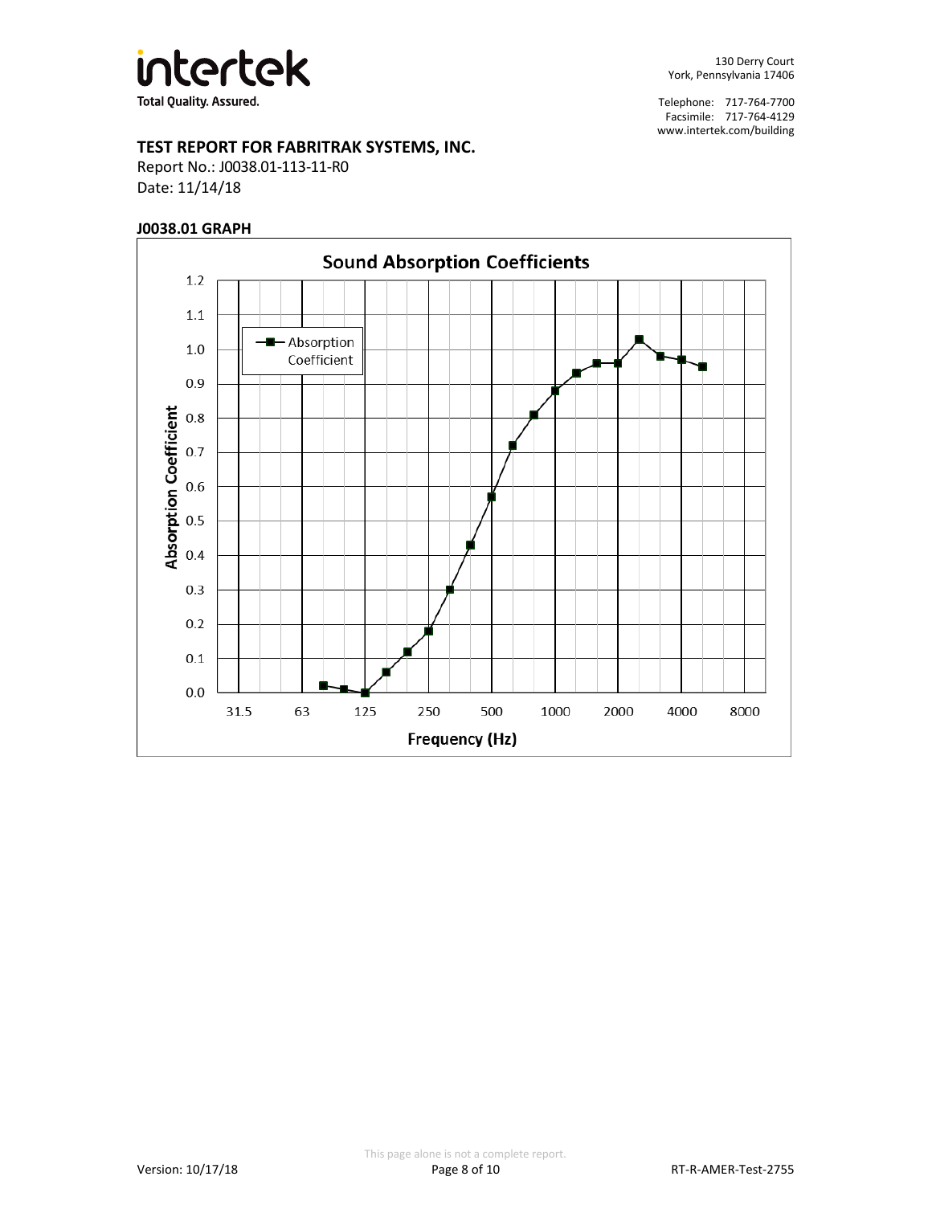**TEST REPORT FOR FABRITRAK SYSTEMS, INC.**

Report No.: J0038.01-113-11-R0

Date: 11/14/18

**J0038.01 GRAPH**

**Sound Absorption Coefficients**

Absorption Coefficient

Absorption Coefficient

Frequency (Hz)

31.5 63 125 250 500 1000 2000 4000 8000

This page alone is not a complete report.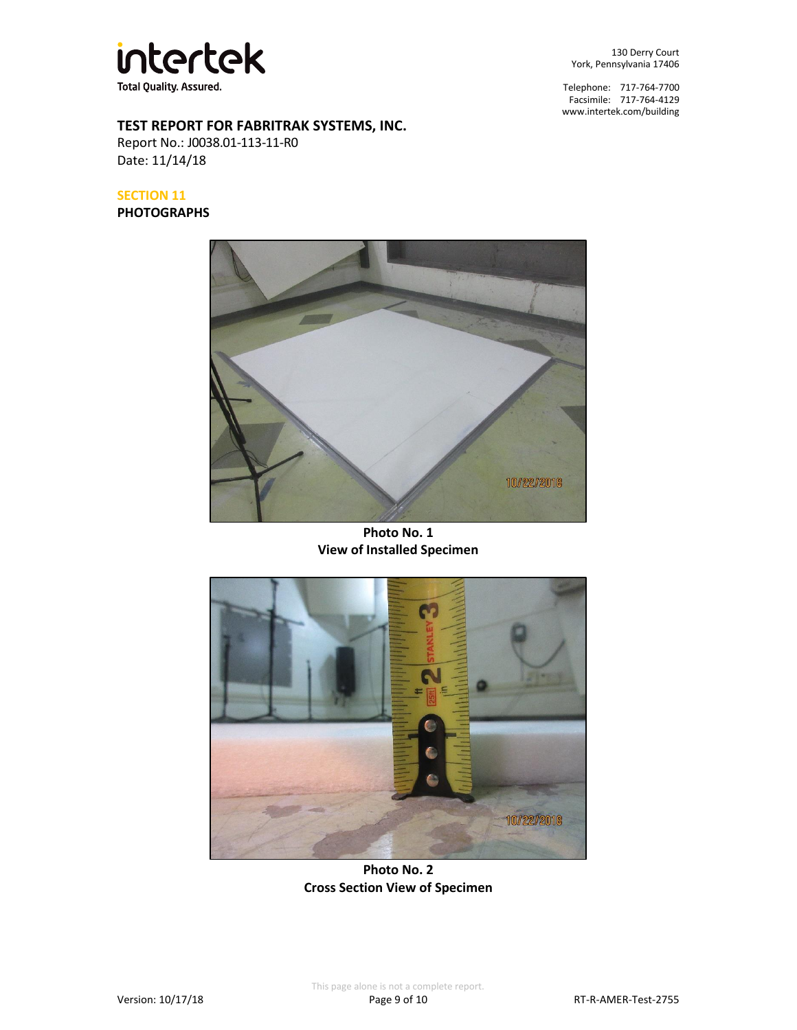**TEST REPORT FOR FABRITRAK SYSTEMS, INC.**
Report No.: J0038.01-113-11-R0
Date: 11/14/18

## SECTION 11
## PHOTOGRAPHS

**Photo No. 1**
**View of Installed Specimen**

**Photo No. 2**
**Cross Section View of Specimen**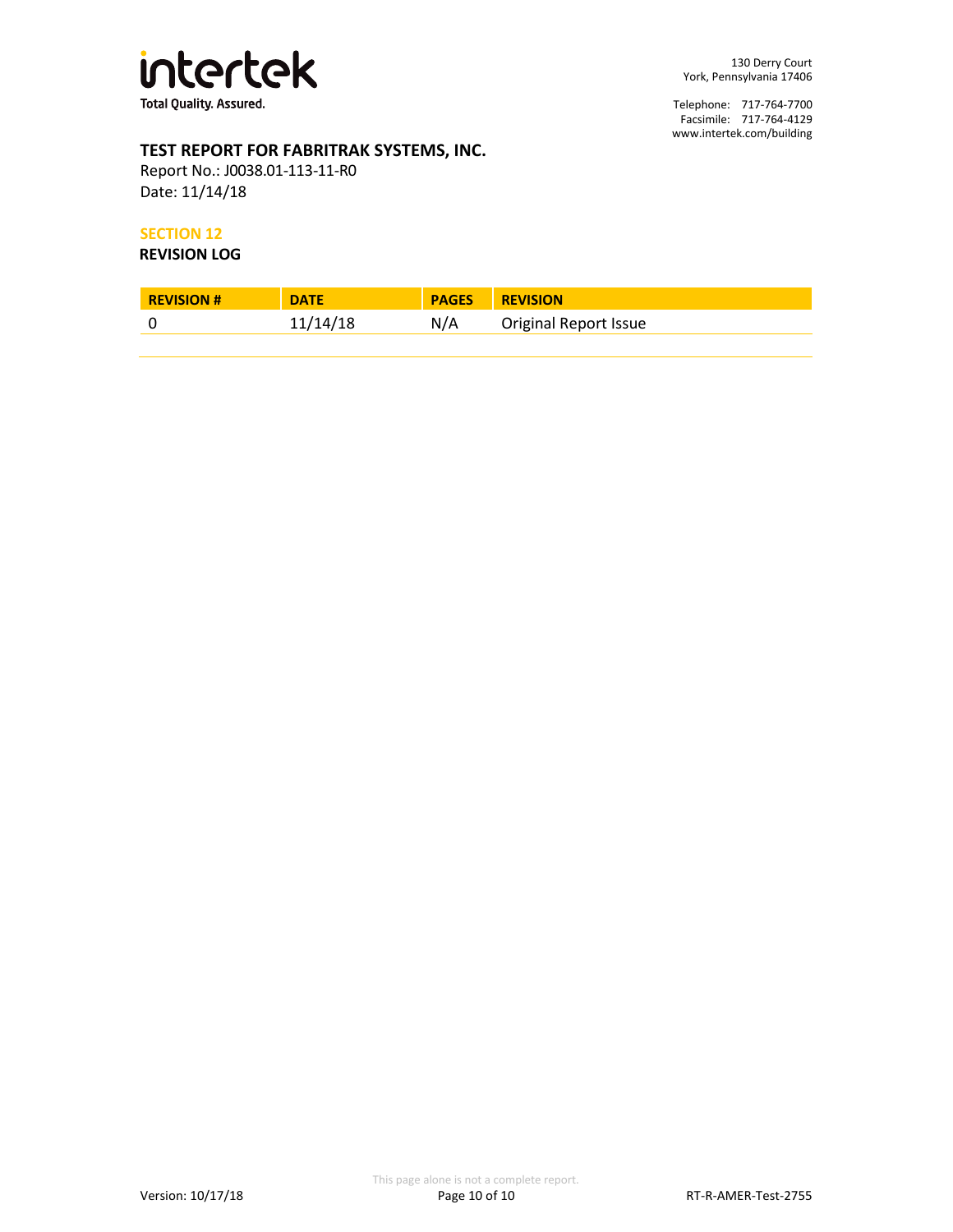**TEST REPORT FOR FABRITRAK SYSTEMS, INC.**

Report No.: J0038.01-113-11-R0

Date: 11/14/18

## SECTION 12

## REVISION LOG

| REVISION # | DATE | PAGES | REVISION |
|---|---|---|---|
| 0 | 11/14/18 | N/A | Original Report Issue |

This page alone is not a complete report.